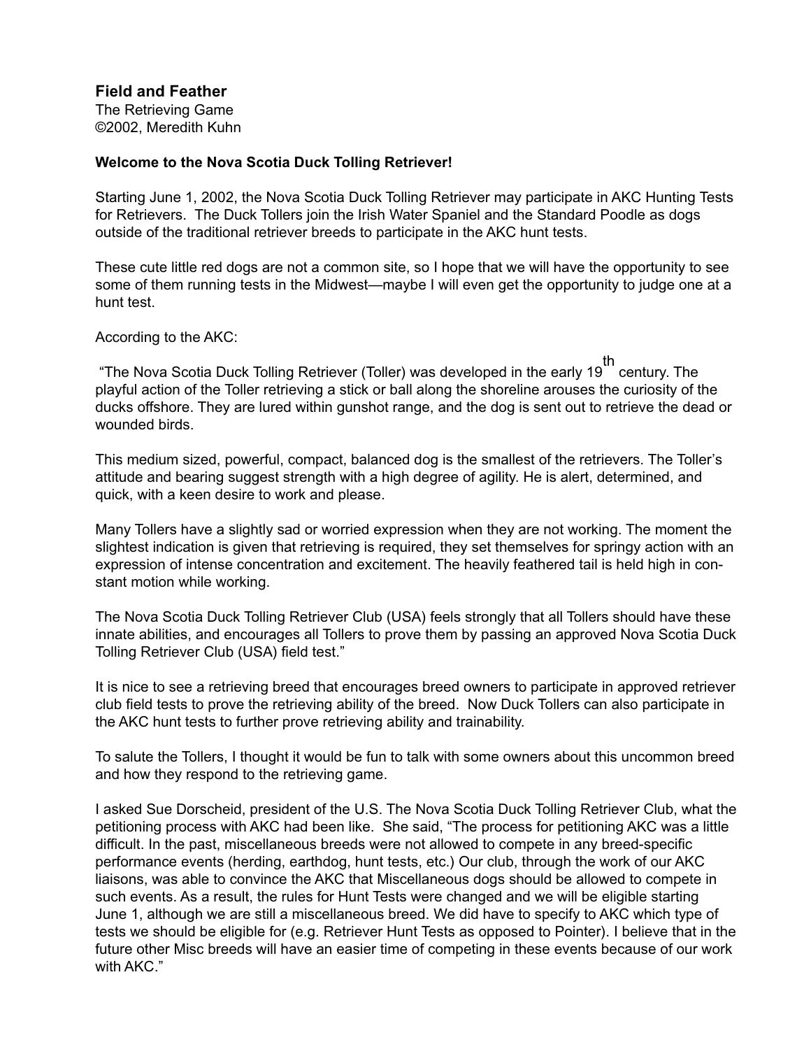# Field and Feather

The Retrieving Game
©2002, Meredith Kuhn

**Welcome to the Nova Scotia Duck Tolling Retriever!**

Starting June 1, 2002, the Nova Scotia Duck Tolling Retriever may participate in AKC Hunting Tests for Retrievers. The Duck Tollers join the Irish Water Spaniel and the Standard Poodle as dogs outside of the traditional retriever breeds to participate in the AKC hunt tests.

These cute little red dogs are not a common site, so I hope that we will have the opportunity to see some of them running tests in the Midwest—maybe I will even get the opportunity to judge one at a hunt test.

According to the AKC:

"The Nova Scotia Duck Tolling Retriever (Toller) was developed in the early 19th century. The playful action of the Toller retrieving a stick or ball along the shoreline arouses the curiosity of the ducks offshore. They are lured within gunshot range, and the dog is sent out to retrieve the dead or wounded birds.

This medium sized, powerful, compact, balanced dog is the smallest of the retrievers. The Toller's attitude and bearing suggest strength with a high degree of agility. He is alert, determined, and quick, with a keen desire to work and please.

Many Tollers have a slightly sad or worried expression when they are not working. The moment the slightest indication is given that retrieving is required, they set themselves for springy action with an expression of intense concentration and excitement. The heavily feathered tail is held high in constant motion while working.

The Nova Scotia Duck Tolling Retriever Club (USA) feels strongly that all Tollers should have these innate abilities, and encourages all Tollers to prove them by passing an approved Nova Scotia Duck Tolling Retriever Club (USA) field test."

It is nice to see a retrieving breed that encourages breed owners to participate in approved retriever club field tests to prove the retrieving ability of the breed. Now Duck Tollers can also participate in the AKC hunt tests to further prove retrieving ability and trainability.

To salute the Tollers, I thought it would be fun to talk with some owners about this uncommon breed and how they respond to the retrieving game.

I asked Sue Dorscheid, president of the U.S. The Nova Scotia Duck Tolling Retriever Club, what the petitioning process with AKC had been like. She said, "The process for petitioning AKC was a little difficult. In the past, miscellaneous breeds were not allowed to compete in any breed-specific performance events (herding, earthdog, hunt tests, etc.) Our club, through the work of our AKC liaisons, was able to convince the AKC that Miscellaneous dogs should be allowed to compete in such events. As a result, the rules for Hunt Tests were changed and we will be eligible starting June 1, although we are still a miscellaneous breed. We did have to specify to AKC which type of tests we should be eligible for (e.g. Retriever Hunt Tests as opposed to Pointer). I believe that in the future other Misc breeds will have an easier time of competing in these events because of our work with AKC."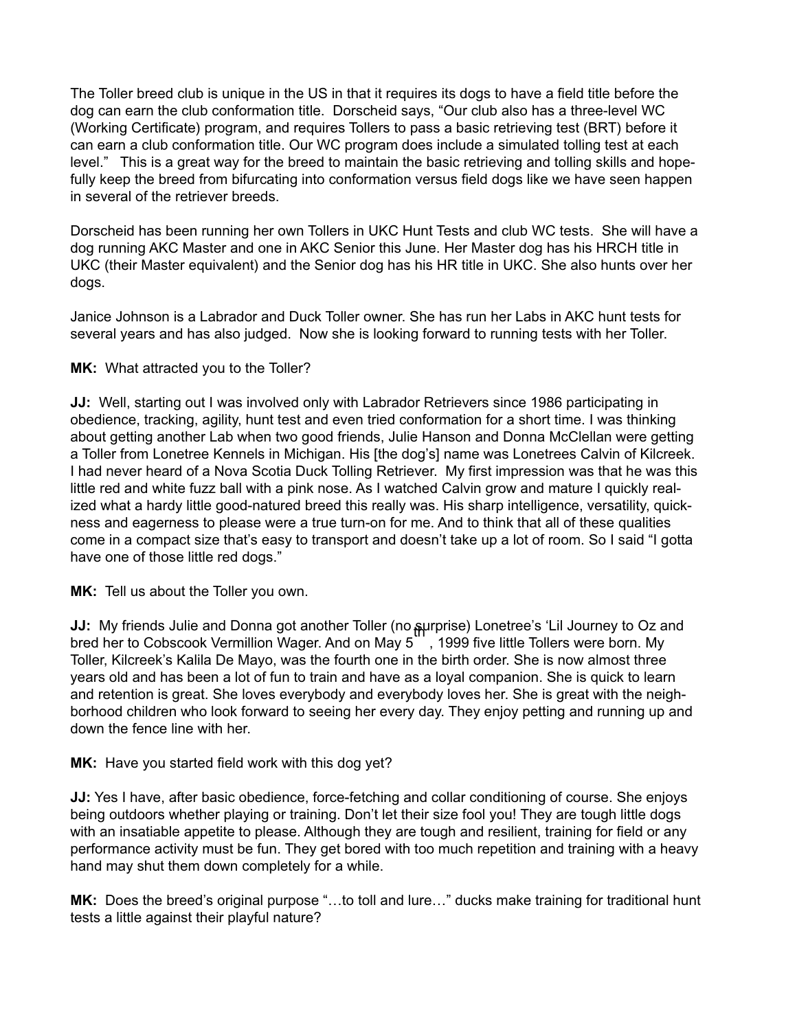The Toller breed club is unique in the US in that it requires its dogs to have a field title before the dog can earn the club conformation title. Dorscheid says, "Our club also has a three-level WC (Working Certificate) program, and requires Tollers to pass a basic retrieving test (BRT) before it can earn a club conformation title. Our WC program does include a simulated tolling test at each level." This is a great way for the breed to maintain the basic retrieving and tolling skills and hopefully keep the breed from bifurcating into conformation versus field dogs like we have seen happen in several of the retriever breeds.

Dorscheid has been running her own Tollers in UKC Hunt Tests and club WC tests. She will have a dog running AKC Master and one in AKC Senior this June. Her Master dog has his HRCH title in UKC (their Master equivalent) and the Senior dog has his HR title in UKC. She also hunts over her dogs.

Janice Johnson is a Labrador and Duck Toller owner. She has run her Labs in AKC hunt tests for several years and has also judged. Now she is looking forward to running tests with her Toller.

**MK:** What attracted you to the Toller?

**JJ:** Well, starting out I was involved only with Labrador Retrievers since 1986 participating in obedience, tracking, agility, hunt test and even tried conformation for a short time. I was thinking about getting another Lab when two good friends, Julie Hanson and Donna McClellan were getting a Toller from Lonetree Kennels in Michigan. His [the dog's] name was Lonetrees Calvin of Kilcreek. I had never heard of a Nova Scotia Duck Tolling Retriever. My first impression was that he was this little red and white fuzz ball with a pink nose. As I watched Calvin grow and mature I quickly realized what a hardy little good-natured breed this really was. His sharp intelligence, versatility, quickness and eagerness to please were a true turn-on for me. And to think that all of these qualities come in a compact size that's easy to transport and doesn't take up a lot of room. So I said "I gotta have one of those little red dogs."

**MK:** Tell us about the Toller you own.

**JJ:** My friends Julie and Donna got another Toller (no surprise) Lonetree's 'Lil Journey to Oz and bred her to Cobscook Vermillion Wager. And on May 5th, 1999 five little Tollers were born. My Toller, Kilcreek's Kalila De Mayo, was the fourth one in the birth order. She is now almost three years old and has been a lot of fun to train and have as a loyal companion. She is quick to learn and retention is great. She loves everybody and everybody loves her. She is great with the neighborhood children who look forward to seeing her every day. They enjoy petting and running up and down the fence line with her.

**MK:** Have you started field work with this dog yet?

**JJ:** Yes I have, after basic obedience, force-fetching and collar conditioning of course. She enjoys being outdoors whether playing or training. Don't let their size fool you! They are tough little dogs with an insatiable appetite to please. Although they are tough and resilient, training for field or any performance activity must be fun. They get bored with too much repetition and training with a heavy hand may shut them down completely for a while.

**MK:** Does the breed's original purpose "…to toll and lure…" ducks make training for traditional hunt tests a little against their playful nature?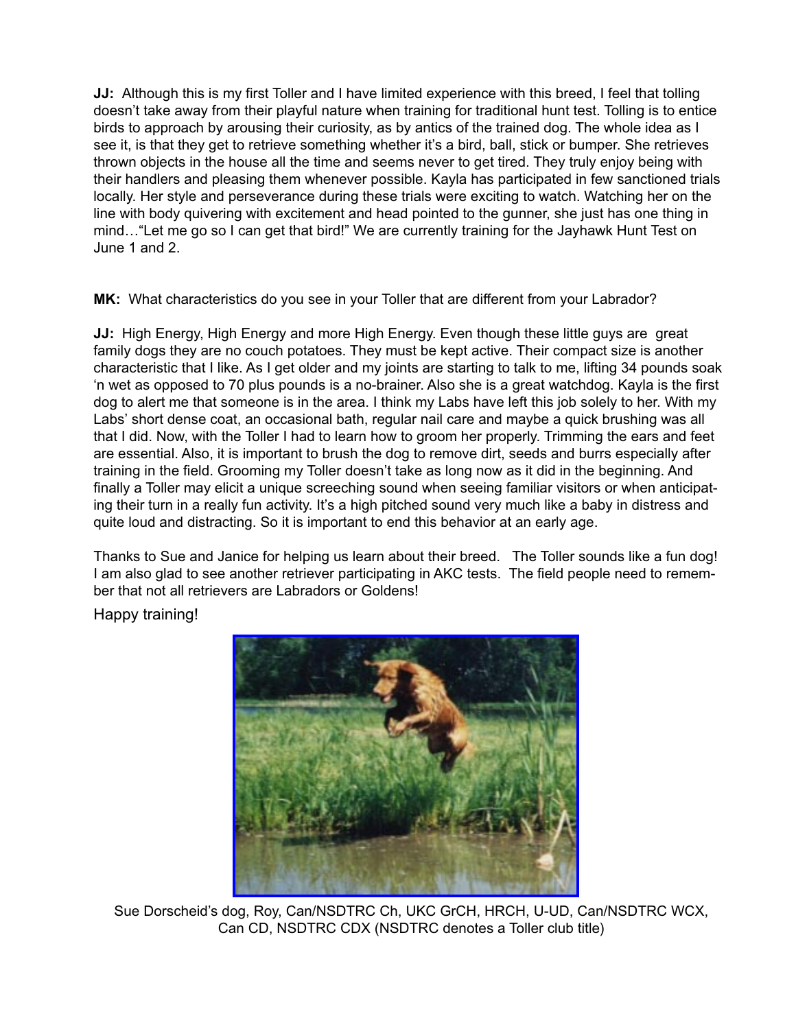**JJ:** Although this is my first Toller and I have limited experience with this breed, I feel that tolling doesn't take away from their playful nature when training for traditional hunt test. Tolling is to entice birds to approach by arousing their curiosity, as by antics of the trained dog. The whole idea as I see it, is that they get to retrieve something whether it's a bird, ball, stick or bumper. She retrieves thrown objects in the house all the time and seems never to get tired. They truly enjoy being with their handlers and pleasing them whenever possible. Kayla has participated in few sanctioned trials locally. Her style and perseverance during these trials were exciting to watch. Watching her on the line with body quivering with excitement and head pointed to the gunner, she just has one thing in mind…"Let me go so I can get that bird!" We are currently training for the Jayhawk Hunt Test on June 1 and 2.

**MK:** What characteristics do you see in your Toller that are different from your Labrador?

**JJ:** High Energy, High Energy and more High Energy. Even though these little guys are great family dogs they are no couch potatoes. They must be kept active. Their compact size is another characteristic that I like. As I get older and my joints are starting to talk to me, lifting 34 pounds soak 'n wet as opposed to 70 plus pounds is a no-brainer. Also she is a great watchdog. Kayla is the first dog to alert me that someone is in the area. I think my Labs have left this job solely to her. With my Labs' short dense coat, an occasional bath, regular nail care and maybe a quick brushing was all that I did. Now, with the Toller I had to learn how to groom her properly. Trimming the ears and feet are essential. Also, it is important to brush the dog to remove dirt, seeds and burrs especially after training in the field. Grooming my Toller doesn't take as long now as it did in the beginning. And finally a Toller may elicit a unique screeching sound when seeing familiar visitors or when anticipating their turn in a really fun activity. It's a high pitched sound very much like a baby in distress and quite loud and distracting. So it is important to end this behavior at an early age.

Thanks to Sue and Janice for helping us learn about their breed. The Toller sounds like a fun dog! I am also glad to see another retriever participating in AKC tests. The field people need to remember that not all retrievers are Labradors or Goldens!

Happy training!

Sue Dorscheid's dog, Roy, Can/NSDTRC Ch, UKC GrCH, HRCH, U-UD, Can/NSDTRC WCX, Can CD, NSDTRC CDX (NSDTRC denotes a Toller club title)